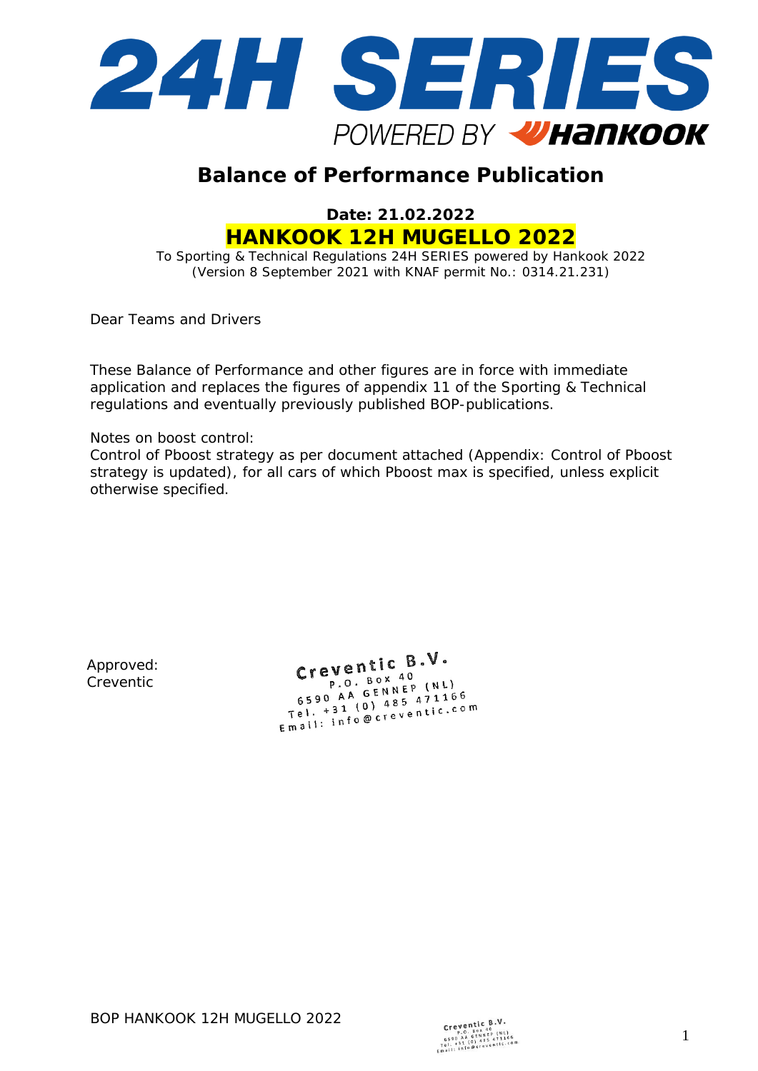# 24H SERIES

POWERED BY Hankook

## Balance of Performance Publication

**Date: 21.02.2022**

**HANKOOK 12H MUGELLO 2022**

To Sporting & Technical Regulations 24H SERIES powered by Hankook 2022
(Version 8 September 2021 with KNAF permit No.: 0314.21.231)

Dear Teams and Drivers

These Balance of Performance and other figures are in force with immediate application and replaces the figures of appendix 11 of the Sporting & Technical regulations and eventually previously published BOP-publications.

Notes on boost control:
Control of Pboost strategy as per document attached (Appendix: Control of Pboost strategy is updated), for all cars of which Pboost max is specified, unless explicit otherwise specified.

Approved:
Creventic

Creventic B.V.
P.O. Box 40
6590 AA GENNEP (NL)
Tel. +31 (0) 485 471166
Email: info@creventic.com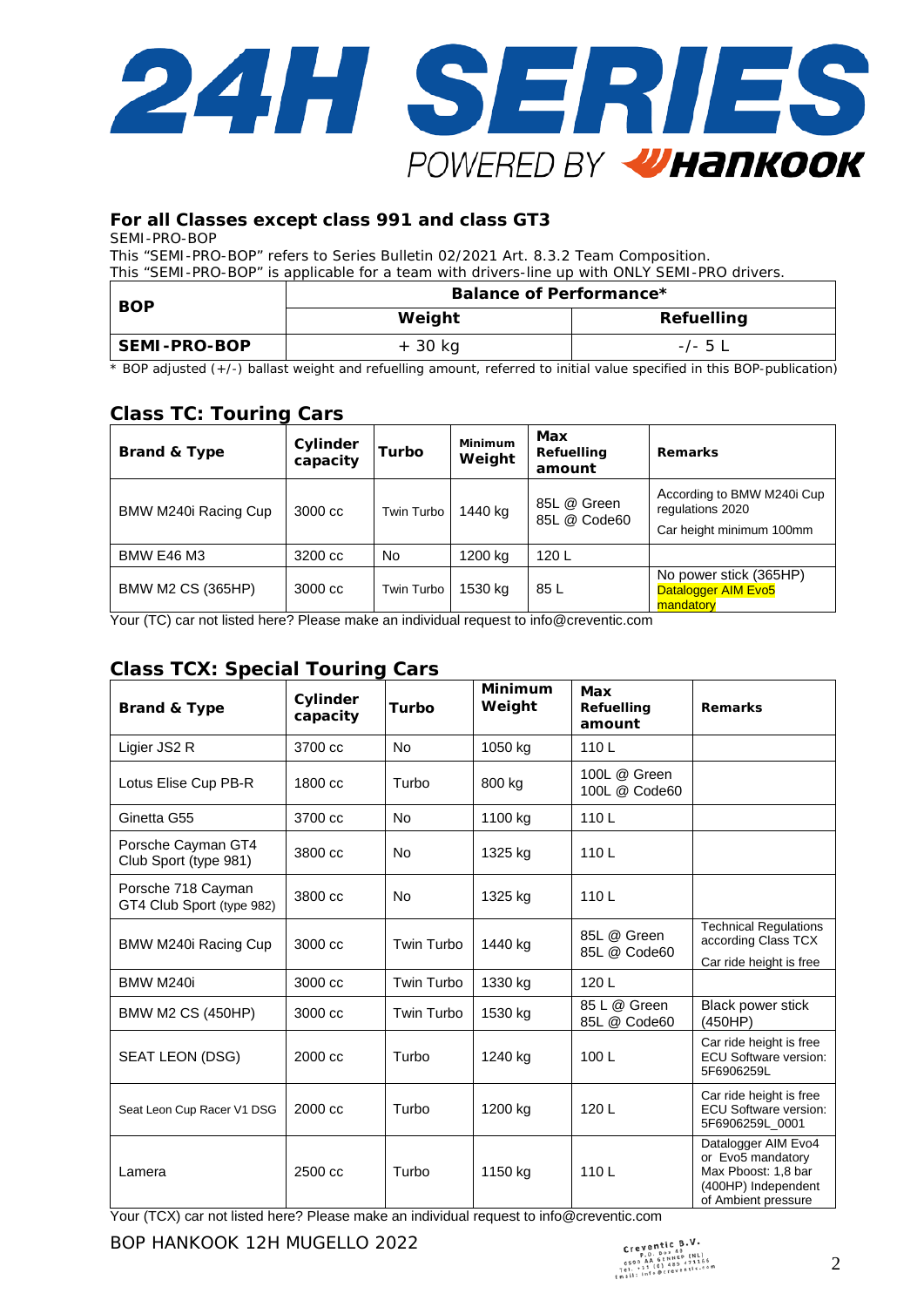### For all Classes except class 991 and class GT3

SEMI-PRO-BOP

This "SEMI-PRO-BOP" refers to Series Bulletin 02/2021 Art. 8.3.2 Team Composition.
This "SEMI-PRO-BOP" is applicable for a team with drivers-line up with ONLY SEMI-PRO drivers.

| BOP | Balance of Performance* | |
|---|---|---|
| | Weight | Refuelling |
| **SEMI-PRO-BOP** | + 30 kg | -/- 5 L |

* BOP adjusted (+/-) ballast weight and refuelling amount, referred to initial value specified in this BOP-publication)

## Class TC: Touring Cars

| Brand & Type | Cylinder capacity | Turbo | Minimum Weight | Max Refuelling amount | Remarks |
|---|---|---|---|---|---|
| BMW M240i Racing Cup | 3000 cc | Twin Turbo | 1440 kg | 85L @ Green<br>85L @ Code60 | According to BMW M240i Cup regulations 2020<br>Car height minimum 100mm |
| BMW E46 M3 | 3200 cc | No | 1200 kg | 120 L | |
| BMW M2 CS (365HP) | 3000 cc | Twin Turbo | 1530 kg | 85 L | No power stick (365HP)<br>Datalogger AIM Evo5 mandatory |

Your (TC) car not listed here? Please make an individual request to info@creventic.com

## Class TCX: Special Touring Cars

| Brand & Type | Cylinder capacity | Turbo | Minimum Weight | Max Refuelling amount | Remarks |
|---|---|---|---|---|---|
| Ligier JS2 R | 3700 cc | No | 1050 kg | 110 L | |
| Lotus Elise Cup PB-R | 1800 cc | Turbo | 800 kg | 100L @ Green<br>100L @ Code60 | |
| Ginetta G55 | 3700 cc | No | 1100 kg | 110 L | |
| Porsche Cayman GT4 Club Sport (type 981) | 3800 cc | No | 1325 kg | 110 L | |
| Porsche 718 Cayman GT4 Club Sport (type 982) | 3800 cc | No | 1325 kg | 110 L | |
| BMW M240i Racing Cup | 3000 cc | Twin Turbo | 1440 kg | 85L @ Green<br>85L @ Code60 | Technical Regulations according Class TCX<br>Car ride height is free |
| BMW M240i | 3000 cc | Twin Turbo | 1330 kg | 120 L | |
| BMW M2 CS (450HP) | 3000 cc | Twin Turbo | 1530 kg | 85 L @ Green<br>85L @ Code60 | Black power stick (450HP) |
| SEAT LEON (DSG) | 2000 cc | Turbo | 1240 kg | 100 L | Car ride height is free<br>ECU Software version: 5F6906259L |
| Seat Leon Cup Racer V1 DSG | 2000 cc | Turbo | 1200 kg | 120 L | Car ride height is free<br>ECU Software version: 5F6906259L_0001 |
| Lamera | 2500 cc | Turbo | 1150 kg | 110 L | Datalogger AIM Evo4 or Evo5 mandatory<br>Max Pboost: 1,8 bar (400HP) Independent of Ambient pressure |

Your (TCX) car not listed here? Please make an individual request to info@creventic.com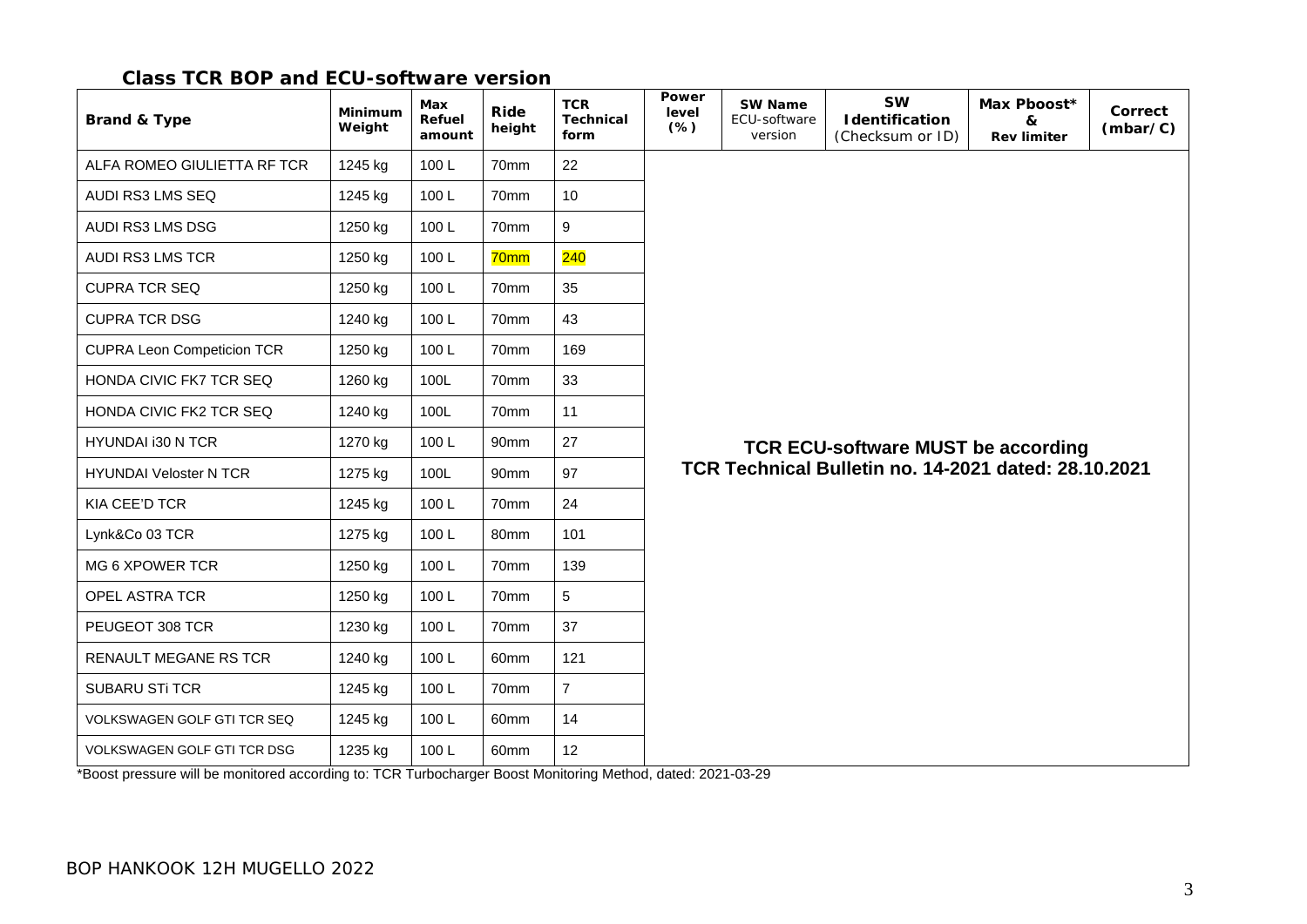## Class TCR BOP and ECU-software version

| Brand & Type | Minimum Weight | Max Refuel amount | Ride height | TCR Technical form | Power level (%) | SW Name ECU-software version | SW Identification (Checksum or ID) | Max Pboost* & Rev limiter | Correct (mbar/C) |
|---|---|---|---|---|---|---|---|---|---|
| ALFA ROMEO GIULIETTA RF TCR | 1245 kg | 100 L | 70mm | 22 | **TCR ECU-software MUST be according TCR Technical Bulletin no. 14-2021 dated: 28.10.2021** | | | | |
| AUDI RS3 LMS SEQ | 1245 kg | 100 L | 70mm | 10 | | | | | |
| AUDI RS3 LMS DSG | 1250 kg | 100 L | 70mm | 9 | | | | | |
| AUDI RS3 LMS TCR | 1250 kg | 100 L | 70mm | 240 | | | | | |
| CUPRA TCR SEQ | 1250 kg | 100 L | 70mm | 35 | | | | | |
| CUPRA TCR DSG | 1240 kg | 100 L | 70mm | 43 | | | | | |
| CUPRA Leon Competicion TCR | 1250 kg | 100 L | 70mm | 169 | | | | | |
| HONDA CIVIC FK7 TCR SEQ | 1260 kg | 100L | 70mm | 33 | | | | | |
| HONDA CIVIC FK2 TCR SEQ | 1240 kg | 100L | 70mm | 11 | | | | | |
| HYUNDAI i30 N TCR | 1270 kg | 100 L | 90mm | 27 | | | | | |
| HYUNDAI Veloster N TCR | 1275 kg | 100L | 90mm | 97 | | | | | |
| KIA CEE'D TCR | 1245 kg | 100 L | 70mm | 24 | | | | | |
| Lynk&Co 03 TCR | 1275 kg | 100 L | 80mm | 101 | | | | | |
| MG 6 XPOWER TCR | 1250 kg | 100 L | 70mm | 139 | | | | | |
| OPEL ASTRA TCR | 1250 kg | 100 L | 70mm | 5 | | | | | |
| PEUGEOT 308 TCR | 1230 kg | 100 L | 70mm | 37 | | | | | |
| RENAULT MEGANE RS TCR | 1240 kg | 100 L | 60mm | 121 | | | | | |
| SUBARU STi TCR | 1245 kg | 100 L | 70mm | 7 | | | | | |
| VOLKSWAGEN GOLF GTI TCR SEQ | 1245 kg | 100 L | 60mm | 14 | | | | | |
| VOLKSWAGEN GOLF GTI TCR DSG | 1235 kg | 100 L | 60mm | 12 | | | | | |

*Boost pressure will be monitored according to: TCR Turbocharger Boost Monitoring Method, dated: 2021-03-29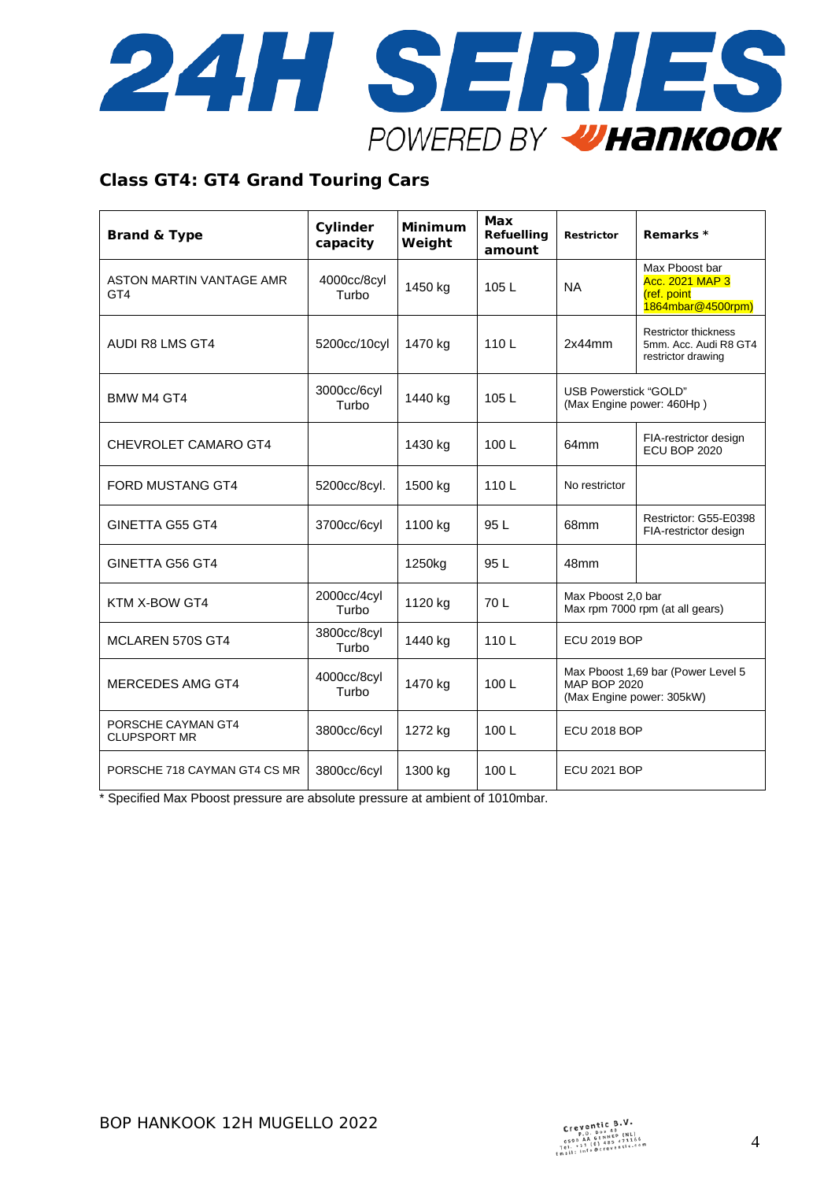## Class GT4: GT4 Grand Touring Cars

| Brand & Type | Cylinder capacity | Minimum Weight | Max Refuelling amount | Restrictor | Remarks * |
|---|---|---|---|---|---|
| ASTON MARTIN VANTAGE AMR GT4 | 4000cc/8cyl Turbo | 1450 kg | 105 L | NA | Max Pboost bar Acc. 2021 MAP 3 (ref. point 1864mbar@4500rpm) |
| AUDI R8 LMS GT4 | 5200cc/10cyl | 1470 kg | 110 L | 2x44mm | Restrictor thickness 5mm. Acc. Audi R8 GT4 restrictor drawing |
| BMW M4 GT4 | 3000cc/6cyl Turbo | 1440 kg | 105 L | USB Powerstick "GOLD" (Max Engine power: 460Hp ) | |
| CHEVROLET CAMARO GT4 | | 1430 kg | 100 L | 64mm | FIA-restrictor design ECU BOP 2020 |
| FORD MUSTANG GT4 | 5200cc/8cyl. | 1500 kg | 110 L | No restrictor | |
| GINETTA G55 GT4 | 3700cc/6cyl | 1100 kg | 95 L | 68mm | Restrictor: G55-E0398 FIA-restrictor design |
| GINETTA G56 GT4 | | 1250kg | 95 L | 48mm | |
| KTM X-BOW GT4 | 2000cc/4cyl Turbo | 1120 kg | 70 L | Max Pboost 2,0 bar Max rpm 7000 rpm (at all gears) | |
| MCLAREN 570S GT4 | 3800cc/8cyl Turbo | 1440 kg | 110 L | ECU 2019 BOP | |
| MERCEDES AMG GT4 | 4000cc/8cyl Turbo | 1470 kg | 100 L | Max Pboost 1,69 bar (Power Level 5 MAP BOP 2020 (Max Engine power: 305kW) | |
| PORSCHE CAYMAN GT4 CLUPSPORT MR | 3800cc/6cyl | 1272 kg | 100 L | ECU 2018 BOP | |
| PORSCHE 718 CAYMAN GT4 CS MR | 3800cc/6cyl | 1300 kg | 100 L | ECU 2021 BOP | |

* Specified Max Pboost pressure are absolute pressure at ambient of 1010mbar.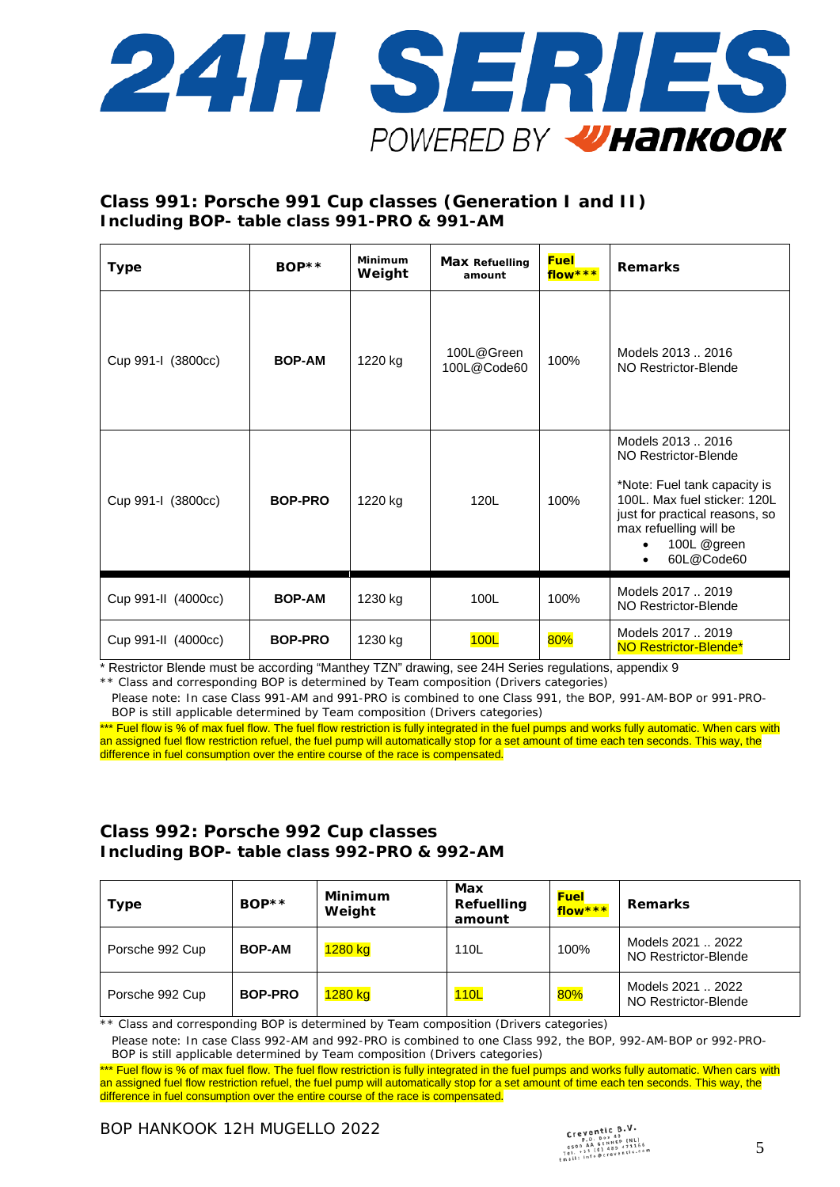## Class 991: Porsche 991 Cup classes (Generation I and II)
## Including BOP- table class 991-PRO & 991-AM

| Type | BOP** | Minimum Weight | Max Refuelling amount | Fuel flow*** | Remarks |
|---|---|---|---|---|---|
| Cup 991-I (3800cc) | **BOP-AM** | 1220 kg | 100L@Green<br>100L@Code60 | 100% | Models 2013 .. 2016<br>NO Restrictor-Blende |
| Cup 991-I (3800cc) | **BOP-PRO** | 1220 kg | 120L | 100% | Models 2013 .. 2016<br>NO Restrictor-Blende<br><br>*Note: Fuel tank capacity is 100L. Max fuel sticker: 120L just for practical reasons, so max refuelling will be<br>• 100L @green<br>• 60L@Code60 |
| Cup 991-II (4000cc) | **BOP-AM** | 1230 kg | 100L | 100% | Models 2017 .. 2019<br>NO Restrictor-Blende |
| Cup 991-II (4000cc) | **BOP-PRO** | 1230 kg | 100L | 80% | Models 2017 .. 2019<br>NO Restrictor-Blende* |

\* Restrictor Blende must be according "Manthey TZN" drawing, see 24H Series regulations, appendix 9

** Class and corresponding BOP is determined by Team composition (Drivers categories)

Please note: In case Class 991-AM and 991-PRO is combined to one Class 991, the BOP, 991-AM-BOP or 991-PRO-BOP is still applicable determined by Team composition (Drivers categories)

*** Fuel flow is % of max fuel flow. The fuel flow restriction is fully integrated in the fuel pumps and works fully automatic. When cars with an assigned fuel flow restriction refuel, the fuel pump will automatically stop for a set amount of time each ten seconds. This way, the difference in fuel consumption over the entire course of the race is compensated.

## Class 992: Porsche 992 Cup classes
## Including BOP- table class 992-PRO & 992-AM

| Type | BOP** | Minimum Weight | Max Refuelling amount | Fuel flow*** | Remarks |
|---|---|---|---|---|---|
| Porsche 992 Cup | **BOP-AM** | 1280 kg | 110L | 100% | Models 2021 .. 2022<br>NO Restrictor-Blende |
| Porsche 992 Cup | **BOP-PRO** | 1280 kg | 110L | 80% | Models 2021 .. 2022<br>NO Restrictor-Blende |

** Class and corresponding BOP is determined by Team composition (Drivers categories)

Please note: In case Class 992-AM and 992-PRO is combined to one Class 992, the BOP, 992-AM-BOP or 992-PRO-BOP is still applicable determined by Team composition (Drivers categories)

*** Fuel flow is % of max fuel flow. The fuel flow restriction is fully integrated in the fuel pumps and works fully automatic. When cars with an assigned fuel flow restriction refuel, the fuel pump will automatically stop for a set amount of time each ten seconds. This way, the difference in fuel consumption over the entire course of the race is compensated.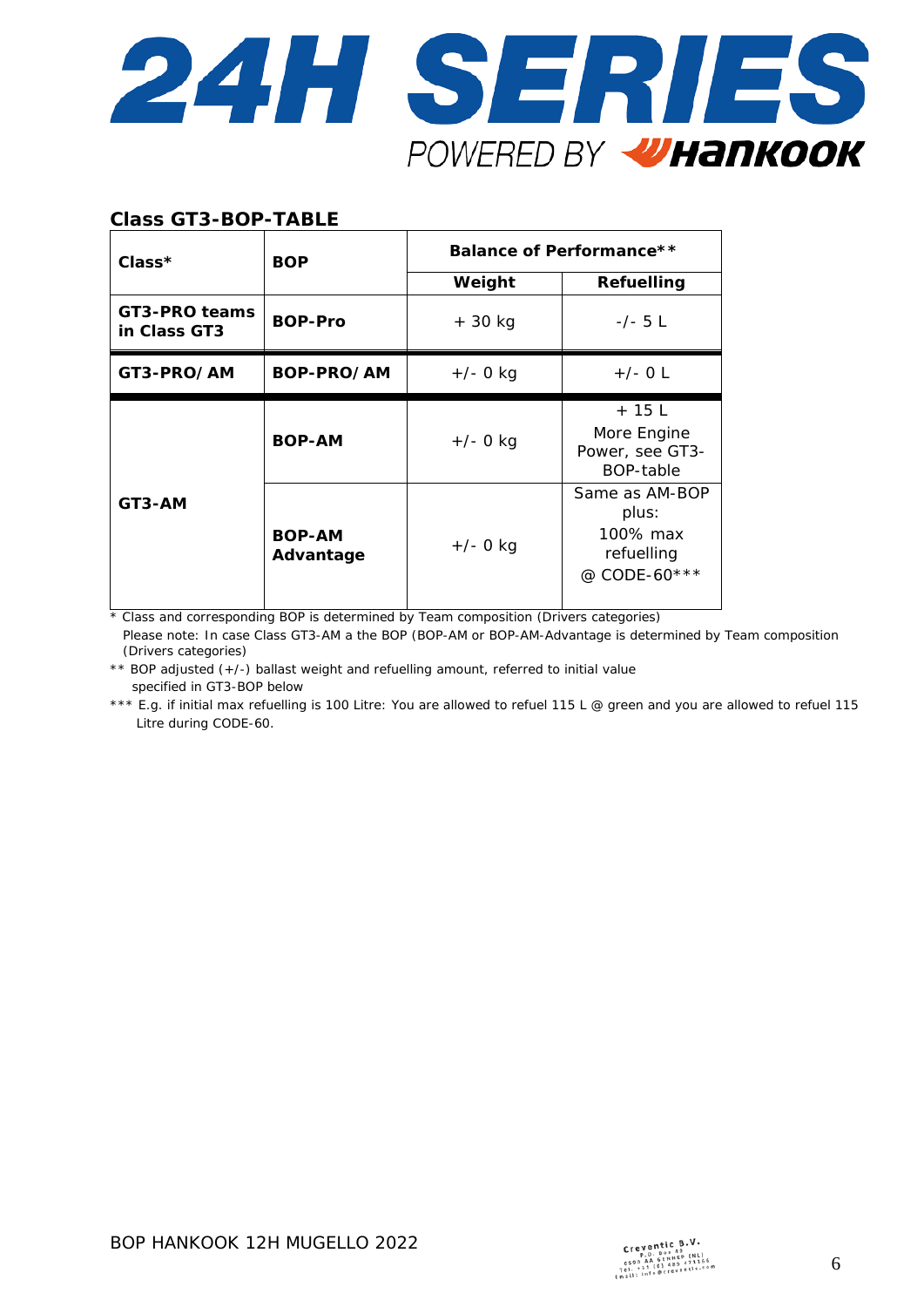## Class GT3-BOP-TABLE

| Class* | BOP | Balance of Performance** | |
|---|---|---|---|
| | | Weight | Refuelling |
| **GT3-PRO teams in Class GT3** | **BOP-Pro** | + 30 kg | -/- 5 L |
| **GT3-PRO/AM** | **BOP-PRO/AM** | +/- 0 kg | +/- 0 L |
| **GT3-AM** | **BOP-AM** | +/- 0 kg | + 15 L<br>More Engine Power, see GT3-BOP-table |
| | **BOP-AM Advantage** | +/- 0 kg | Same as AM-BOP plus:<br>100% max refuelling<br>@ CODE-60*** |

\* Class and corresponding BOP is determined by Team composition (Drivers categories)
Please note: In case Class GT3-AM a the BOP (BOP-AM or BOP-AM-Advantage is determined by Team composition (Drivers categories)

** BOP adjusted (+/-) ballast weight and refuelling amount, referred to initial value specified in GT3-BOP below

*** E.g. if initial max refuelling is 100 Litre: You are allowed to refuel 115 L @ green and you are allowed to refuel 115 Litre during CODE-60.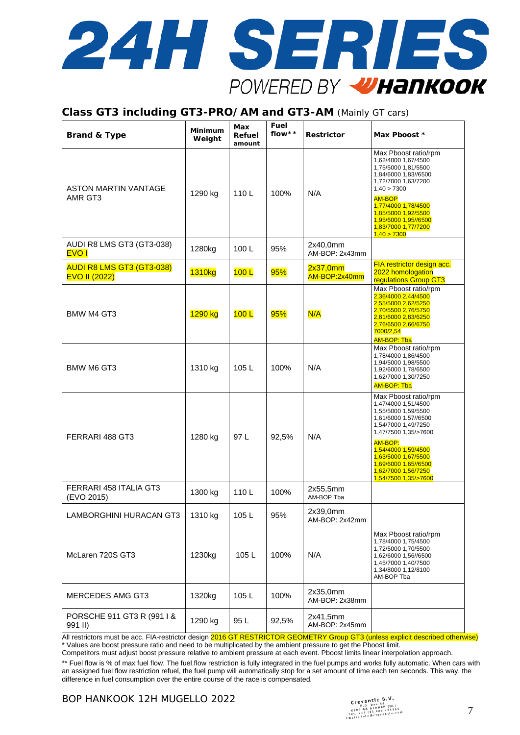## Class GT3 including GT3-PRO/AM and GT3-AM (Mainly GT cars)

| Brand & Type | Minimum Weight | Max Refuel amount | Fuel flow** | Restrictor | Max Pboost * |
|---|---|---|---|---|---|
| ASTON MARTIN VANTAGE AMR GT3 | 1290 kg | 110 L | 100% | N/A | Max Pboost ratio/rpm 1,62/4000 1,67/4500 1,75/5000 1,81/5500 1,84/6000 1,83//6500 1,72/7000 1,63/7200 1,40 > 7300 AM-BOP 1,77/4000 1,78/4500 1,85/5000 1,92/5500 1,95/6000 1,95//6500 1,83/7000 1,77/7200 1,40 > 7300 |
| AUDI R8 LMS GT3 (GT3-038) EVO I | 1280kg | 100 L | 95% | 2x40,0mm AM-BOP: 2x43mm | |
| AUDI R8 LMS GT3 (GT3-038) EVO II (2022) | 1310kg | 100 L | 95% | 2x37,0mm AM-BOP:2x40mm | FIA restrictor design acc. 2022 homologation regulations Group GT3 |
| BMW M4 GT3 | 1290 kg | 100 L | 95% | N/A | Max Pboost ratio/rpm 2,36/4000 2,44/4500 2,55/5000 2,62/5250 2,70/5500 2,76/5750 2,81/6000 2,83/6250 2,76/6500 2,66/6750 7000/2,54 AM-BOP: Tba |
| BMW M6 GT3 | 1310 kg | 105 L | 100% | N/A | Max Pboost ratio/rpm 1,78/4000 1,86/4500 1,94/5000 1,98/5500 1,92/6000 1.78/6500 1,62/7000 1,30/7250 AM-BOP: Tba |
| FERRARI 488 GT3 | 1280 kg | 97 L | 92,5% | N/A | Max Pboost ratio/rpm 1,47/4000 1,51/4500 1,55/5000 1,59/5500 1,61/6000 1.57//6500 1,54/7000 1,49/7250 1,47/7500 1,35/>7600 AM-BOP: 1,54/4000 1,59/4500 1,63/5000 1,67/5500 1,69/6000 1.65//6500 1,62/7000 1,56/7250 1,54/7500 1,35/>7600 |
| FERRARI 458 ITALIA GT3 (EVO 2015) | 1300 kg | 110 L | 100% | 2x55,5mm AM-BOP Tba | |
| LAMBORGHINI HURACAN GT3 | 1310 kg | 105 L | 95% | 2x39,0mm AM-BOP: 2x42mm | |
| McLaren 720S GT3 | 1230kg | 105 L | 100% | N/A | Max Pboost ratio/rpm 1,78/4000 1,75/4500 1,72/5000 1,70/5500 1,62/6000 1,56//6500 1,45/7000 1,40/7500 1,34/8000 1,12/8100 AM-BOP Tba |
| MERCEDES AMG GT3 | 1320kg | 105 L | 100% | 2x35,0mm AM-BOP: 2x38mm | |
| PORSCHE 911 GT3 R (991 I & 991 II) | 1290 kg | 95 L | 92,5% | 2x41,5mm AM-BOP: 2x45mm | |

All restrictors must be acc. FIA-restrictor design 2016 GT RESTRICTOR GEOMETRY Group GT3 (unless explicit described otherwise)
* Values are boost pressure ratio and need to be multiplicated by the ambient pressure to get the Pboost limit.
Competitors must adjust boost pressure relative to ambient pressure at each event. Pboost limits linear interpolation approach.

** Fuel flow is % of max fuel flow. The fuel flow restriction is fully integrated in the fuel pumps and works fully automatic. When cars with an assigned fuel flow restriction refuel, the fuel pump will automatically stop for a set amount of time each ten seconds. This way, the difference in fuel consumption over the entire course of the race is compensated.

BOP HANKOOK 12H MUGELLO 2022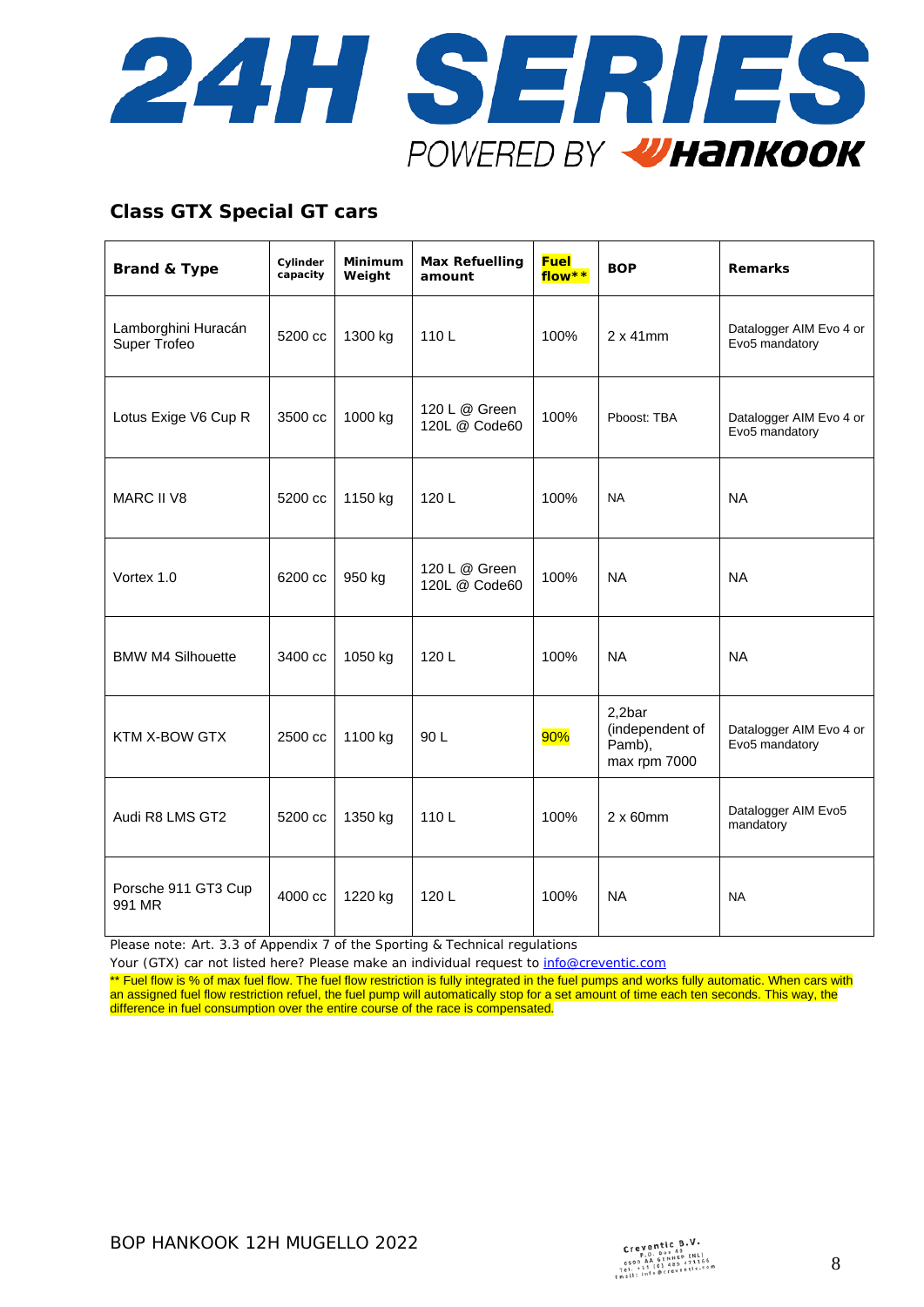## Class GTX Special GT cars

| Brand & Type | Cylinder capacity | Minimum Weight | Max Refuelling amount | Fuel flow** | BOP | Remarks |
|---|---|---|---|---|---|---|
| Lamborghini Huracán Super Trofeo | 5200 cc | 1300 kg | 110 L | 100% | 2 x 41mm | Datalogger AIM Evo 4 or Evo5 mandatory |
| Lotus Exige V6 Cup R | 3500 cc | 1000 kg | 120 L @ Green 120L @ Code60 | 100% | Pboost: TBA | Datalogger AIM Evo 4 or Evo5 mandatory |
| MARC II V8 | 5200 cc | 1150 kg | 120 L | 100% | NA | NA |
| Vortex 1.0 | 6200 cc | 950 kg | 120 L @ Green 120L @ Code60 | 100% | NA | NA |
| BMW M4 Silhouette | 3400 cc | 1050 kg | 120 L | 100% | NA | NA |
| KTM X-BOW GTX | 2500 cc | 1100 kg | 90 L | 90% | 2,2bar (independent of Pamb), max rpm 7000 | Datalogger AIM Evo 4 or Evo5 mandatory |
| Audi R8 LMS GT2 | 5200 cc | 1350 kg | 110 L | 100% | 2 x 60mm | Datalogger AIM Evo5 mandatory |
| Porsche 911 GT3 Cup 991 MR | 4000 cc | 1220 kg | 120 L | 100% | NA | NA |

Please note: Art. 3.3 of Appendix 7 of the Sporting & Technical regulations

Your (GTX) car not listed here? Please make an individual request to info@creventic.com

** Fuel flow is % of max fuel flow. The fuel flow restriction is fully integrated in the fuel pumps and works fully automatic. When cars with an assigned fuel flow restriction refuel, the fuel pump will automatically stop for a set amount of time each ten seconds. This way, the difference in fuel consumption over the entire course of the race is compensated.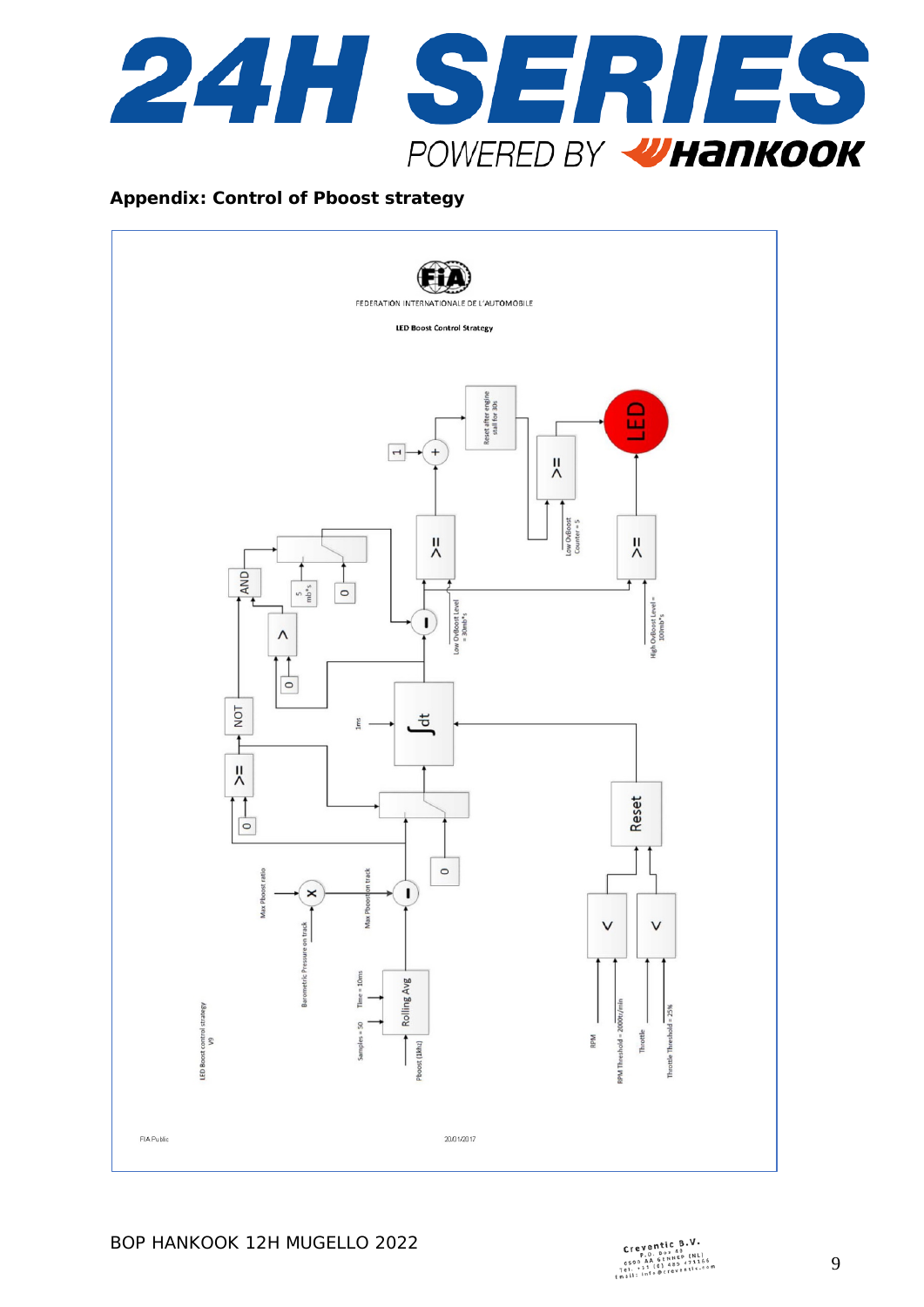## Appendix: Control of Pboost strategy

FEDERATION INTERNATIONALE DE L'AUTOMOBILE

LED Boost Control Strategy

LED

Reset after engine stall for 30s

1

+

>=

Low OvBoost Counter = 5

>=

>=

High OvBoost Level = 100mb*s

Low OvBoost Level = 30mb*s

AND

5 mb*s

0

-

>

0

NOT

1ms

∫dt

>=

0

Reset

0

Max Pboost ratio

X

Barometric Pressure on track

Max Pboost on track

-

>

>

Time = 10ms

Samples = 50

Rolling Avg

Pboost (1kHz)

RPM

RPM Threshold = 2000r/min

Throttle

Throttle Threshold = 25%

LED Boost control strategy V9

FIA Public

20/01/2017